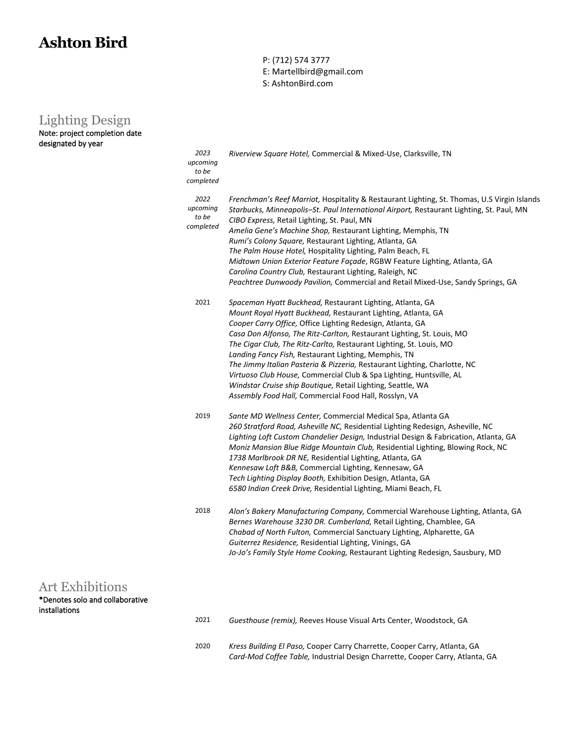# Ashton Bird

P: (712) 574 3777
E: Martellbird@gmail.com
S: AshtonBird.com

## Lighting Design

Note: project completion date designated by year

*2023 upcoming to be completed*

*Riverview Square Hotel,* Commercial & Mixed-Use, Clarksville, TN

*2022 upcoming to be completed*

*Frenchman's Reef Marriot,* Hospitality & Restaurant Lighting, St. Thomas, U.S Virgin Islands
*Starbucks, Minneapolis–St. Paul International Airport,* Restaurant Lighting, St. Paul, MN
*CIBO Express,* Retail Lighting, St. Paul, MN
*Amelia Gene's Machine Shop,* Restaurant Lighting, Memphis, TN
*Rumi's Colony Square,* Restaurant Lighting, Atlanta, GA
*The Palm House Hotel,* Hospitality Lighting, Palm Beach, FL
*Midtown Union Exterior Feature Façade*, RGBW Feature Lighting, Atlanta, GA
*Carolina Country Club,* Restaurant Lighting, Raleigh, NC
*Peachtree Dunwoody Pavilion,* Commercial and Retail Mixed-Use, Sandy Springs, GA

2021

*Spaceman Hyatt Buckhead,* Restaurant Lighting, Atlanta, GA
*Mount Royal Hyatt Buckhead,* Restaurant Lighting, Atlanta, GA
*Cooper Carry Office,* Office Lighting Redesign, Atlanta, GA
*Casa Don Alfonso, The Ritz-Carlton,* Restaurant Lighting, St. Louis, MO
*The Cigar Club, The Ritz-Carlto,* Restaurant Lighting, St. Louis, MO
*Landing Fancy Fish,* Restaurant Lighting, Memphis, TN
*The Jimmy Italian Pasteria & Pizzeria,* Restaurant Lighting, Charlotte, NC
*Virtuoso Club House,* Commercial Club & Spa Lighting, Huntsville, AL
*Windstar Cruise ship Boutique,* Retail Lighting, Seattle, WA
*Assembly Food Hall,* Commercial Food Hall, Rosslyn, VA

2019

*Sante MD Wellness Center,* Commercial Medical Spa, Atlanta GA
*260 Stratford Road, Asheville NC,* Residential Lighting Redesign, Asheville, NC
*Lighting Loft Custom Chandelier Design,* Industrial Design & Fabrication, Atlanta, GA
*Moniz Mansion Blue Ridge Mountain Club,* Residential Lighting, Blowing Rock, NC
*1738 Marlbrook DR NE,* Residential Lighting, Atlanta, GA
*Kennesaw Loft B&B,* Commercial Lighting, Kennesaw, GA
*Tech Lighting Display Booth,* Exhibition Design, Atlanta, GA
*6580 Indian Creek Drive,* Residential Lighting, Miami Beach, FL

2018

*Alon's Bakery Manufacturing Company,* Commercial Warehouse Lighting, Atlanta, GA
*Bernes Warehouse 3230 DR. Cumberland,* Retail Lighting, Chamblee, GA
*Chabad of North Fulton,* Commercial Sanctuary Lighting, Alpharette, GA
*Guiterrez Residence,* Residential Lighting, Vinings, GA
*Jo-Jo's Family Style Home Cooking,* Restaurant Lighting Redesign, Sausbury, MD

## Art Exhibitions

*Denotes solo and collaborative installations

2021

*Guesthouse (remix),* Reeves House Visual Arts Center, Woodstock, GA

2020

*Kress Building El Paso,* Cooper Carry Charrette, Cooper Carry, Atlanta, GA
*Card-Mod Coffee Table,* Industrial Design Charrette, Cooper Carry, Atlanta, GA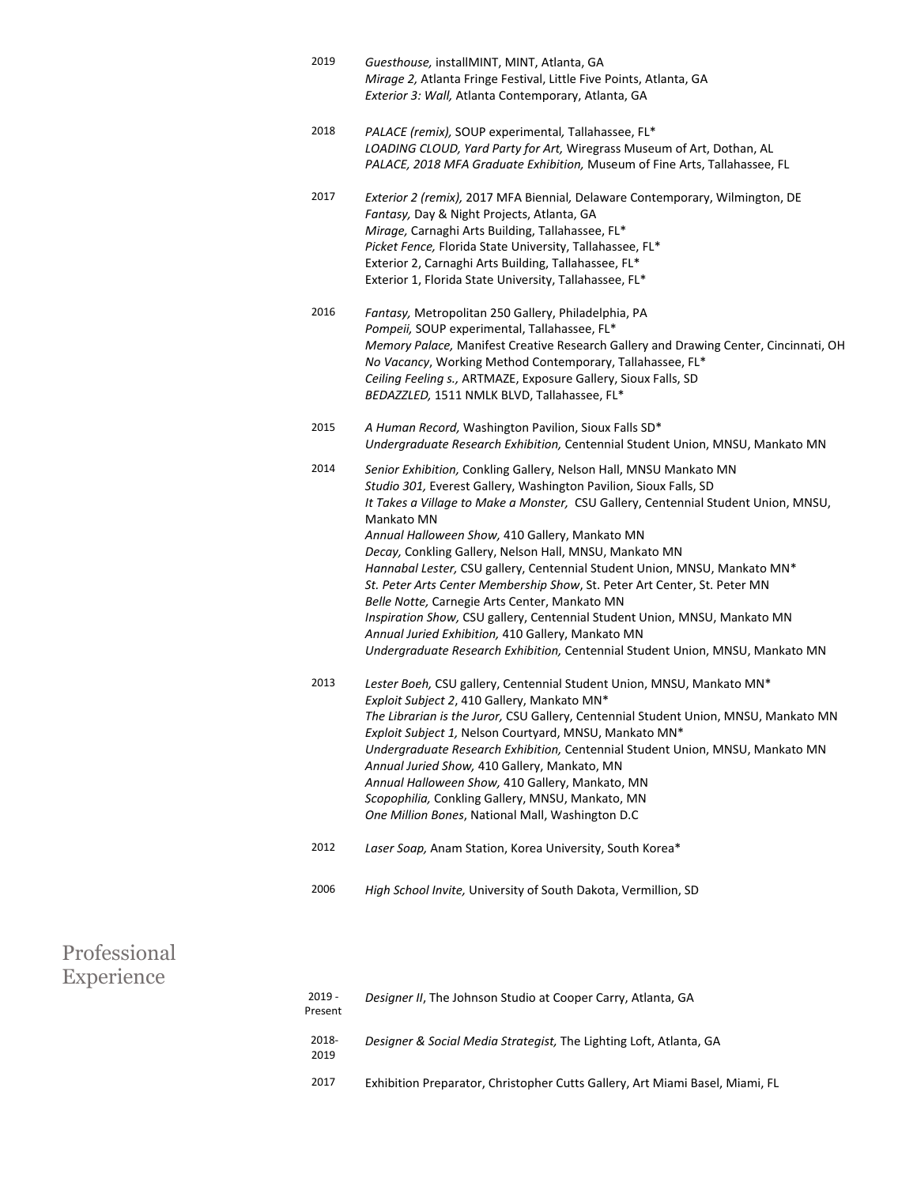2019 *Guesthouse,* installMINT, MINT, Atlanta, GA
*Mirage 2,* Atlanta Fringe Festival, Little Five Points, Atlanta, GA
*Exterior 3: Wall,* Atlanta Contemporary, Atlanta, GA

2018 *PALACE (remix),* SOUP experimental*,* Tallahassee, FL*
*LOADING CLOUD, Yard Party for Art,* Wiregrass Museum of Art, Dothan, AL
*PALACE, 2018 MFA Graduate Exhibition,* Museum of Fine Arts, Tallahassee, FL

2017 *Exterior 2 (remix),* 2017 MFA Biennial*,* Delaware Contemporary, Wilmington, DE
*Fantasy,* Day & Night Projects, Atlanta, GA
*Mirage,* Carnaghi Arts Building, Tallahassee, FL*
*Picket Fence,* Florida State University, Tallahassee, FL*
Exterior 2, Carnaghi Arts Building, Tallahassee, FL*
Exterior 1, Florida State University, Tallahassee, FL*

2016 *Fantasy,* Metropolitan 250 Gallery, Philadelphia, PA
*Pompeii,* SOUP experimental, Tallahassee, FL*
*Memory Palace,* Manifest Creative Research Gallery and Drawing Center, Cincinnati, OH
*No Vacancy*, Working Method Contemporary, Tallahassee, FL*
*Ceiling Feeling s.,* ARTMAZE, Exposure Gallery, Sioux Falls, SD
*BEDAZZLED,* 1511 NMLK BLVD, Tallahassee, FL*

2015 *A Human Record,* Washington Pavilion, Sioux Falls SD*
*Undergraduate Research Exhibition,* Centennial Student Union, MNSU, Mankato MN

2014 *Senior Exhibition,* Conkling Gallery, Nelson Hall, MNSU Mankato MN
*Studio 301,* Everest Gallery, Washington Pavilion, Sioux Falls, SD
*It Takes a Village to Make a Monster,* CSU Gallery, Centennial Student Union, MNSU, Mankato MN
*Annual Halloween Show,* 410 Gallery, Mankato MN
*Decay,* Conkling Gallery, Nelson Hall, MNSU, Mankato MN
*Hannabal Lester,* CSU gallery, Centennial Student Union, MNSU, Mankato MN*
*St. Peter Arts Center Membership Show*, St. Peter Art Center, St. Peter MN
*Belle Notte,* Carnegie Arts Center, Mankato MN
*Inspiration Show,* CSU gallery, Centennial Student Union, MNSU, Mankato MN
*Annual Juried Exhibition,* 410 Gallery, Mankato MN
*Undergraduate Research Exhibition,* Centennial Student Union, MNSU, Mankato MN

2013 *Lester Boeh,* CSU gallery, Centennial Student Union, MNSU, Mankato MN*
*Exploit Subject 2*, 410 Gallery, Mankato MN*
*The Librarian is the Juror,* CSU Gallery, Centennial Student Union, MNSU, Mankato MN
*Exploit Subject 1,* Nelson Courtyard, MNSU, Mankato MN*
*Undergraduate Research Exhibition,* Centennial Student Union, MNSU, Mankato MN
*Annual Juried Show,* 410 Gallery, Mankato, MN
*Annual Halloween Show,* 410 Gallery, Mankato, MN
*Scopophilia,* Conkling Gallery, MNSU, Mankato, MN
*One Million Bones*, National Mall, Washington D.C

2012 *Laser Soap,* Anam Station, Korea University, South Korea*

2006 *High School Invite,* University of South Dakota, Vermillion, SD

## Professional Experience

2019 - Present *Designer II*, The Johnson Studio at Cooper Carry, Atlanta, GA

2018-2019 *Designer & Social Media Strategist,* The Lighting Loft, Atlanta, GA

2017 Exhibition Preparator, Christopher Cutts Gallery, Art Miami Basel, Miami, FL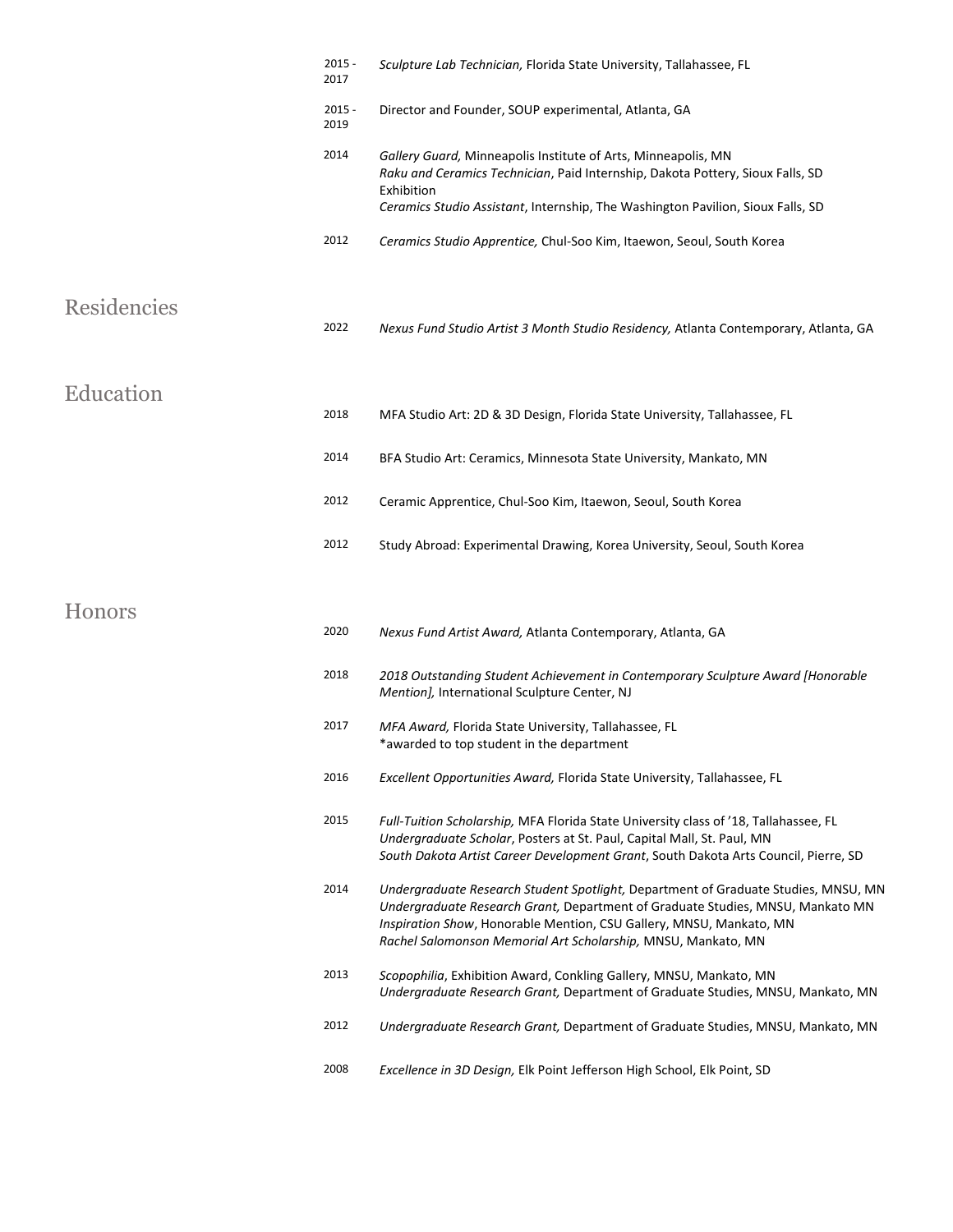2015 - 2017 *Sculpture Lab Technician,* Florida State University, Tallahassee, FL

2015 - 2019 Director and Founder, SOUP experimental, Atlanta, GA

2014 *Gallery Guard,* Minneapolis Institute of Arts, Minneapolis, MN
*Raku and Ceramics Technician*, Paid Internship, Dakota Pottery, Sioux Falls, SD Exhibition
*Ceramics Studio Assistant*, Internship, The Washington Pavilion, Sioux Falls, SD

2012 *Ceramics Studio Apprentice,* Chul-Soo Kim, Itaewon, Seoul, South Korea

## Residencies

2022 *Nexus Fund Studio Artist 3 Month Studio Residency,* Atlanta Contemporary, Atlanta, GA

## Education

2018 MFA Studio Art: 2D & 3D Design, Florida State University, Tallahassee, FL

2014 BFA Studio Art: Ceramics, Minnesota State University, Mankato, MN

2012 Ceramic Apprentice, Chul-Soo Kim, Itaewon, Seoul, South Korea

2012 Study Abroad: Experimental Drawing, Korea University, Seoul, South Korea

## Honors

2020 *Nexus Fund Artist Award,* Atlanta Contemporary, Atlanta, GA

2018 *2018 Outstanding Student Achievement in Contemporary Sculpture Award [Honorable Mention],* International Sculpture Center, NJ

2017 *MFA Award,* Florida State University, Tallahassee, FL
*awarded to top student in the department

2016 *Excellent Opportunities Award,* Florida State University, Tallahassee, FL

2015 *Full-Tuition Scholarship,* MFA Florida State University class of '18, Tallahassee, FL
*Undergraduate Scholar*, Posters at St. Paul, Capital Mall, St. Paul, MN
*South Dakota Artist Career Development Grant*, South Dakota Arts Council, Pierre, SD

2014 *Undergraduate Research Student Spotlight,* Department of Graduate Studies, MNSU, MN
*Undergraduate Research Grant,* Department of Graduate Studies, MNSU, Mankato MN
*Inspiration Show*, Honorable Mention, CSU Gallery, MNSU, Mankato, MN
*Rachel Salomonson Memorial Art Scholarship,* MNSU, Mankato, MN

2013 *Scopophilia*, Exhibition Award, Conkling Gallery, MNSU, Mankato, MN
*Undergraduate Research Grant,* Department of Graduate Studies, MNSU, Mankato, MN

2012 *Undergraduate Research Grant,* Department of Graduate Studies, MNSU, Mankato, MN

2008 *Excellence in 3D Design,* Elk Point Jefferson High School, Elk Point, SD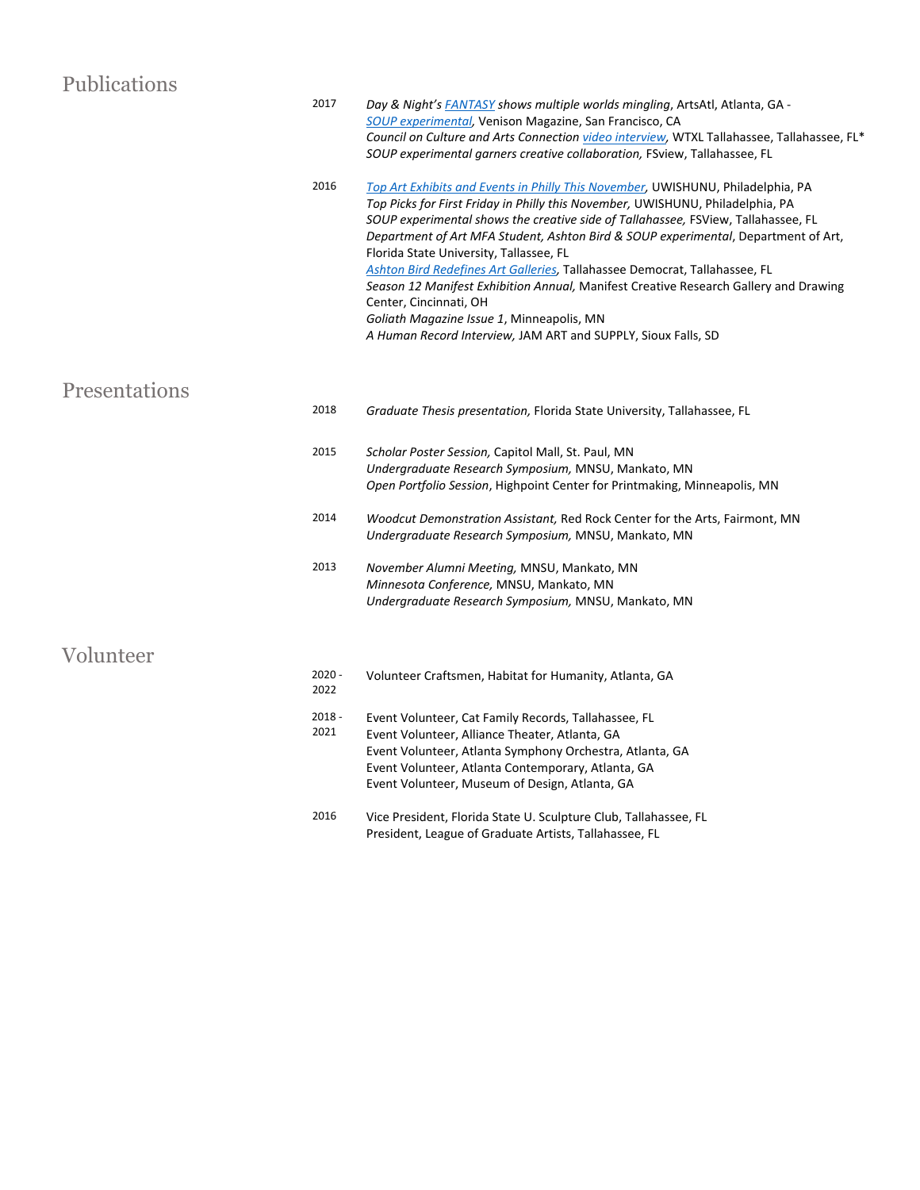## Publications

2017

*Day & Night's FANTASY shows multiple worlds mingling*, ArtsAtl, Atlanta, GA -
*SOUP experimental,* Venison Magazine, San Francisco, CA
*Council on Culture and Arts Connection video interview,* WTXL Tallahassee, Tallahassee, FL*
*SOUP experimental garners creative collaboration,* FSview, Tallahassee, FL

2016

*Top Art Exhibits and Events in Philly This November,* UWISHUNU, Philadelphia, PA
*Top Picks for First Friday in Philly this November,* UWISHUNU, Philadelphia, PA
*SOUP experimental shows the creative side of Tallahassee,* FSView, Tallahassee, FL
*Department of Art MFA Student, Ashton Bird & SOUP experimental*, Department of Art, Florida State University, Tallassee, FL
*Ashton Bird Redefines Art Galleries,* Tallahassee Democrat, Tallahassee, FL
*Season 12 Manifest Exhibition Annual,* Manifest Creative Research Gallery and Drawing Center, Cincinnati, OH
*Goliath Magazine Issue 1*, Minneapolis, MN
*A Human Record Interview,* JAM ART and SUPPLY, Sioux Falls, SD

## Presentations

2018

*Graduate Thesis presentation,* Florida State University, Tallahassee, FL

2015

*Scholar Poster Session,* Capitol Mall, St. Paul, MN
*Undergraduate Research Symposium,* MNSU, Mankato, MN
*Open Portfolio Session*, Highpoint Center for Printmaking, Minneapolis, MN

2014

*Woodcut Demonstration Assistant,* Red Rock Center for the Arts, Fairmont, MN
*Undergraduate Research Symposium,* MNSU, Mankato, MN

2013

*November Alumni Meeting,* MNSU, Mankato, MN
*Minnesota Conference,* MNSU, Mankato, MN
*Undergraduate Research Symposium,* MNSU, Mankato, MN

## Volunteer

2020 - 2022

Volunteer Craftsmen, Habitat for Humanity, Atlanta, GA

2018 - 2021

Event Volunteer, Cat Family Records, Tallahassee, FL
Event Volunteer, Alliance Theater, Atlanta, GA
Event Volunteer, Atlanta Symphony Orchestra, Atlanta, GA
Event Volunteer, Atlanta Contemporary, Atlanta, GA
Event Volunteer, Museum of Design, Atlanta, GA

2016

Vice President, Florida State U. Sculpture Club, Tallahassee, FL
President, League of Graduate Artists, Tallahassee, FL